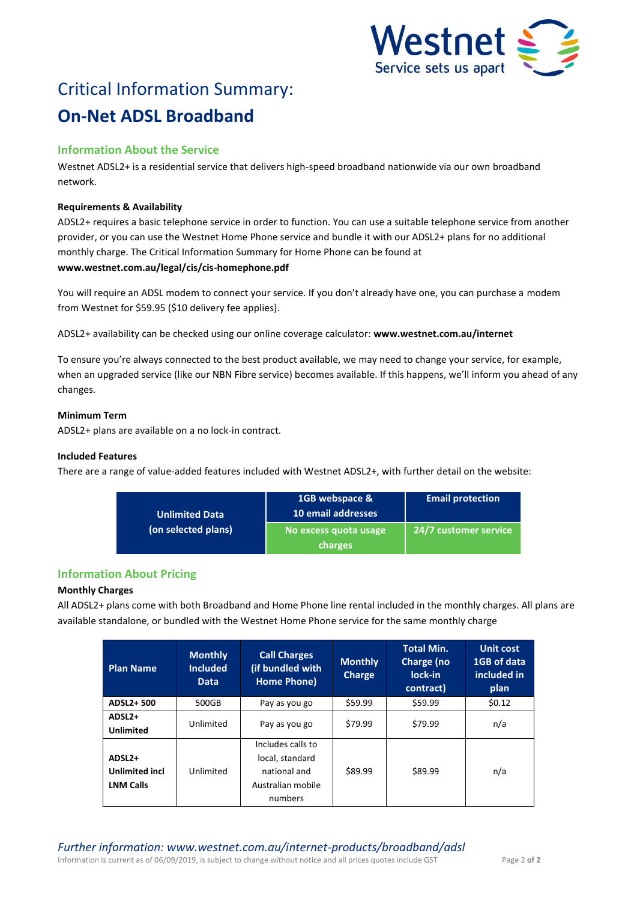Westnet
Service sets us apart

# Critical Information Summary:

# **On-Net ADSL Broadband**

## Information About the Service

Westnet ADSL2+ is a residential service that delivers high-speed broadband nationwide via our own broadband network.

### Requirements & Availability

ADSL2+ requires a basic telephone service in order to function. You can use a suitable telephone service from another provider, or you can use the Westnet Home Phone service and bundle it with our ADSL2+ plans for no additional monthly charge. The Critical Information Summary for Home Phone can be found at **www.westnet.com.au/legal/cis/cis-homephone.pdf**

You will require an ADSL modem to connect your service. If you don't already have one, you can purchase a modem from Westnet for $59.95 ($10 delivery fee applies).

ADSL2+ availability can be checked using our online coverage calculator: **www.westnet.com.au/internet**

To ensure you're always connected to the best product available, we may need to change your service, for example, when an upgraded service (like our NBN Fibre service) becomes available. If this happens, we'll inform you ahead of any changes.

### Minimum Term

ADSL2+ plans are available on a no lock-in contract.

### Included Features

There are a range of value-added features included with Westnet ADSL2+, with further detail on the website:

| Unlimited Data (on selected plans) | 1GB webspace & 10 email addresses | Email protection |
|---|---|---|
| | No excess quota usage charges | 24/7 customer service |

## Information About Pricing

### Monthly Charges

All ADSL2+ plans come with both Broadband and Home Phone line rental included in the monthly charges. All plans are available standalone, or bundled with the Westnet Home Phone service for the same monthly charge

| Plan Name | Monthly Included Data | Call Charges (if bundled with Home Phone) | Monthly Charge | Total Min. Charge (no lock-in contract) | Unit cost 1GB of data included in plan |
|---|---|---|---|---|---|
| **ADSL2+ 500** | 500GB | Pay as you go | $59.99 | $59.99 | $0.12 |
| **ADSL2+ Unlimited** | Unlimited | Pay as you go | $79.99 | $79.99 | n/a |
| **ADSL2+ Unlimited incl LNM Calls** | Unlimited | Includes calls to local, standard national and Australian mobile numbers | $89.99 | $89.99 | n/a |

*Further information: www.westnet.com.au/internet-products/broadband/adsl*

Information is current as of 06/09/2019, is subject to change without notice and all prices quotes include GST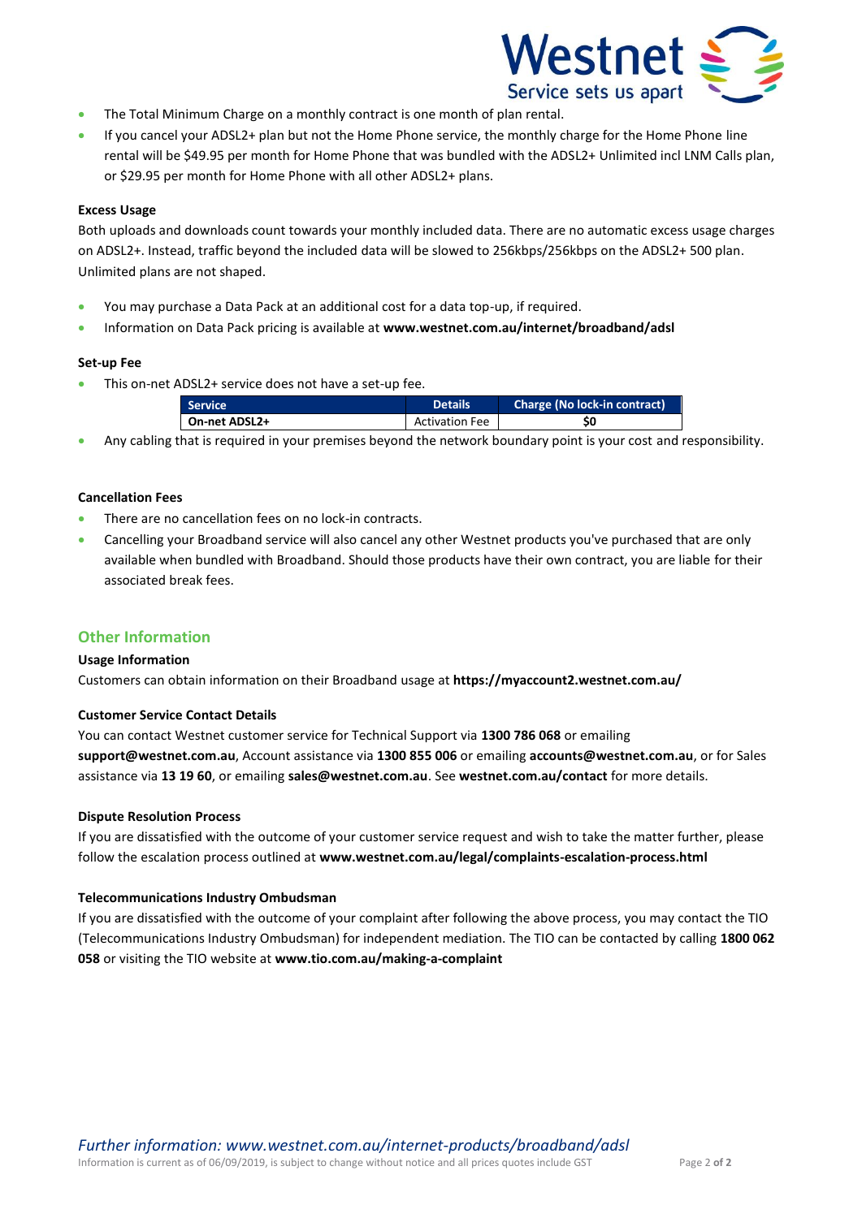- The Total Minimum Charge on a monthly contract is one month of plan rental.
- If you cancel your ADSL2+ plan but not the Home Phone service, the monthly charge for the Home Phone line rental will be $49.95 per month for Home Phone that was bundled with the ADSL2+ Unlimited incl LNM Calls plan, or $29.95 per month for Home Phone with all other ADSL2+ plans.

**Excess Usage**

Both uploads and downloads count towards your monthly included data. There are no automatic excess usage charges on ADSL2+. Instead, traffic beyond the included data will be slowed to 256kbps/256kbps on the ADSL2+ 500 plan. Unlimited plans are not shaped.

- You may purchase a Data Pack at an additional cost for a data top-up, if required.
- Information on Data Pack pricing is available at **www.westnet.com.au/internet/broadband/adsl**

**Set-up Fee**

- This on-net ADSL2+ service does not have a set-up fee.

| Service | Details | Charge (No lock-in contract) |
|---|---|---|
| **On-net ADSL2+** | Activation Fee | **$0** |

- Any cabling that is required in your premises beyond the network boundary point is your cost and responsibility.

**Cancellation Fees**

- There are no cancellation fees on no lock-in contracts.
- Cancelling your Broadband service will also cancel any other Westnet products you've purchased that are only available when bundled with Broadband. Should those products have their own contract, you are liable for their associated break fees.

## Other Information

**Usage Information**

Customers can obtain information on their Broadband usage at **https://myaccount2.westnet.com.au/**

**Customer Service Contact Details**

You can contact Westnet customer service for Technical Support via **1300 786 068** or emailing **support@westnet.com.au**, Account assistance via **1300 855 006** or emailing **accounts@westnet.com.au**, or for Sales assistance via **13 19 60**, or emailing **sales@westnet.com.au**. See **westnet.com.au/contact** for more details.

**Dispute Resolution Process**

If you are dissatisfied with the outcome of your customer service request and wish to take the matter further, please follow the escalation process outlined at **www.westnet.com.au/legal/complaints-escalation-process.html**

**Telecommunications Industry Ombudsman**

If you are dissatisfied with the outcome of your complaint after following the above process, you may contact the TIO (Telecommunications Industry Ombudsman) for independent mediation. The TIO can be contacted by calling **1800 062 058** or visiting the TIO website at **www.tio.com.au/making-a-complaint**

*Further information: www.westnet.com.au/internet-products/broadband/adsl*

Information is current as of 06/09/2019, is subject to change without notice and all prices quotes include GST